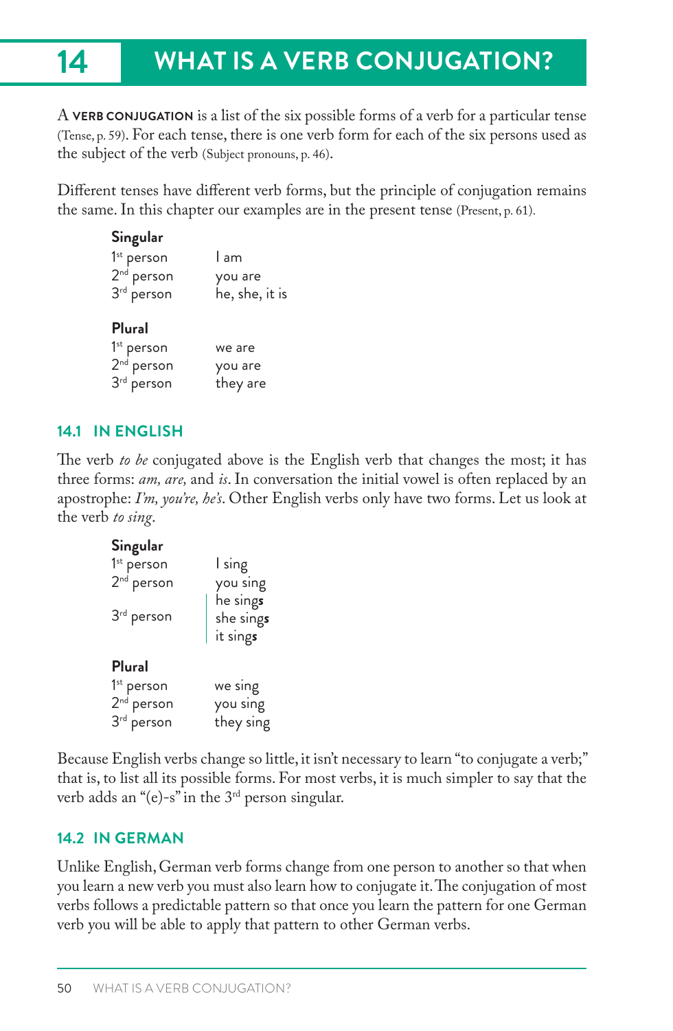# 14 WHAT IS A VERB CONJUGATION?

A **VERB CONJUGATION** is a list of the six possible forms of a verb for a particular tense (Tense, p. 59). For each tense, there is one verb form for each of the six persons used as the subject of the verb (Subject pronouns, p. 46).

Different tenses have different verb forms, but the principle of conjugation remains the same. In this chapter our examples are in the present tense (Present, p. 61).

| **Singular** | |
|---|---|
| 1st person | I am |
| 2nd person | you are |
| 3rd person | he, she, it is |
| **Plural** | |
| 1st person | we are |
| 2nd person | you are |
| 3rd person | they are |

## 14.1 IN ENGLISH

The verb *to be* conjugated above is the English verb that changes the most; it has three forms: *am, are,* and *is*. In conversation the initial vowel is often replaced by an apostrophe: *I'm, you're, he's*. Other English verbs only have two forms. Let us look at the verb *to sing*.

| **Singular** | |
|---|---|
| 1st person | I sing |
| 2nd person | you sing |
| 3rd person | he sing**s**<br>she sing**s**<br>it sing**s** |
| **Plural** | |
| 1st person | we sing |
| 2nd person | you sing |
| 3rd person | they sing |

Because English verbs change so little, it isn't necessary to learn "to conjugate a verb;" that is, to list all its possible forms. For most verbs, it is much simpler to say that the verb adds an "(e)-s" in the 3rd person singular.

## 14.2 IN GERMAN

Unlike English, German verb forms change from one person to another so that when you learn a new verb you must also learn how to conjugate it. The conjugation of most verbs follows a predictable pattern so that once you learn the pattern for one German verb you will be able to apply that pattern to other German verbs.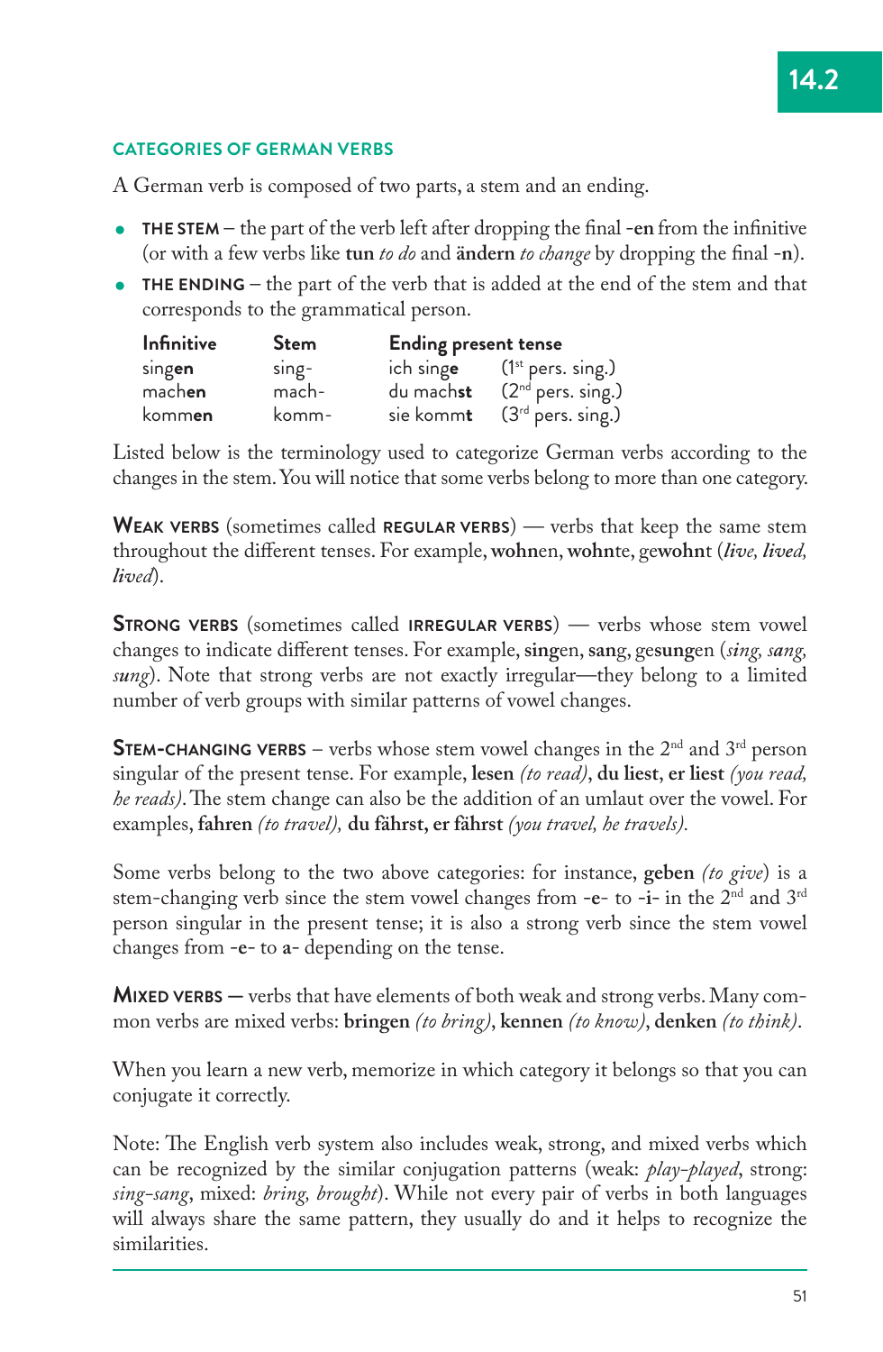## CATEGORIES OF GERMAN VERBS

A German verb is composed of two parts, a stem and an ending.

- **THE STEM** – the part of the verb left after dropping the final **-en** from the infinitive (or with a few verbs like **tun** *to do* and **ändern** *to change* by dropping the final **-n**).
- **THE ENDING** – the part of the verb that is added at the end of the stem and that corresponds to the grammatical person.

| Infinitive | Stem | Ending present tense | |
|---|---|---|---|
| sing**en** | sing- | ich sing**e** | (1st pers. sing.) |
| mach**en** | mach- | du mach**st** | (2nd pers. sing.) |
| komm**en** | komm- | sie komm**t** | (3rd pers. sing.) |

Listed below is the terminology used to categorize German verbs according to the changes in the stem. You will notice that some verbs belong to more than one category.

**WEAK VERBS** (sometimes called **REGULAR VERBS**) — verbs that keep the same stem throughout the different tenses. For example, **wohn**en, **wohn**te, ge**wohn**t (*live, lived, lived*).

**STRONG VERBS** (sometimes called **IRREGULAR VERBS**) — verbs whose stem vowel changes to indicate different tenses. For example, **sing**en, **sang**, ge**sung**en (*sing, sang, sung*). Note that strong verbs are not exactly irregular—they belong to a limited number of verb groups with similar patterns of vowel changes.

**STEM-CHANGING VERBS** – verbs whose stem vowel changes in the 2nd and 3rd person singular of the present tense. For example, **lesen** *(to read)*, **du liest**, **er liest** *(you read, he reads)*. The stem change can also be the addition of an umlaut over the vowel. For examples, **fahren** *(to travel)*, **du fährst, er fährst** *(you travel, he travels)*.

Some verbs belong to the two above categories: for instance, **geben** *(to give)* is a stem-changing verb since the stem vowel changes from **-e-** to **-i-** in the 2nd and 3rd person singular in the present tense; it is also a strong verb since the stem vowel changes from **-e-** to **a-** depending on the tense.

**MIXED VERBS** — verbs that have elements of both weak and strong verbs. Many common verbs are mixed verbs: **bringen** *(to bring)*, **kennen** *(to know)*, **denken** *(to think)*.

When you learn a new verb, memorize in which category it belongs so that you can conjugate it correctly.

Note: The English verb system also includes weak, strong, and mixed verbs which can be recognized by the similar conjugation patterns (weak: *play-played*, strong: *sing-sang*, mixed: *bring, brought*). While not every pair of verbs in both languages will always share the same pattern, they usually do and it helps to recognize the similarities.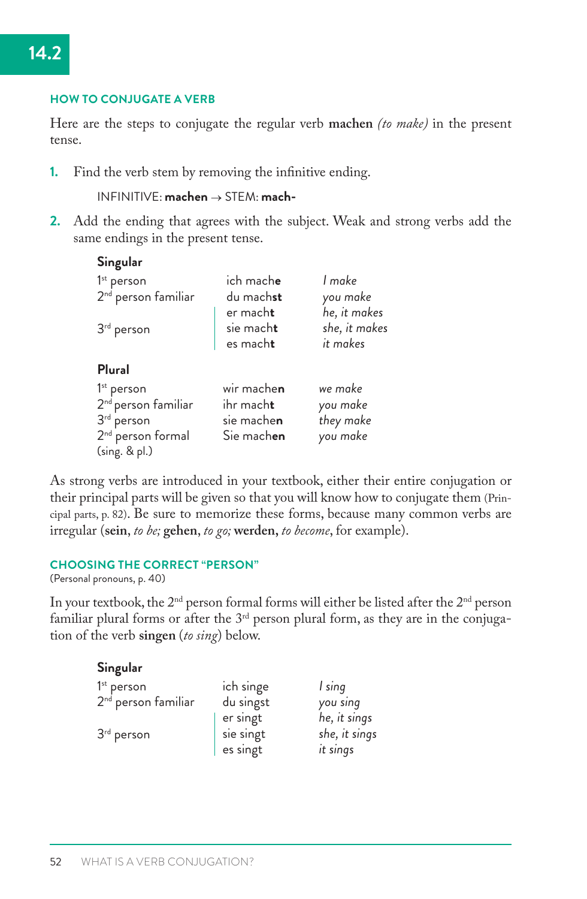# 14.2

## HOW TO CONJUGATE A VERB

Here are the steps to conjugate the regular verb **machen** *(to make)* in the present tense.

1. Find the verb stem by removing the infinitive ending.

   INFINITIVE: **machen** → STEM: **mach-**

2. Add the ending that agrees with the subject. Weak and strong verbs add the same endings in the present tense.

**Singular**

| | | |
|---|---|---|
| 1st person | ich mach**e** | *I make* |
| 2nd person familiar | du mach**st** | *you make* |
| 3rd person | er mach**t** | *he, it makes* |
| | sie mach**t** | *she, it makes* |
| | es mach**t** | *it makes* |

**Plural**

| | | |
|---|---|---|
| 1st person | wir mach**en** | *we make* |
| 2nd person familiar | ihr mach**t** | *you make* |
| 3rd person | sie mach**en** | *they make* |
| 2nd person formal (sing. & pl.) | Sie mach**en** | *you make* |

As strong verbs are introduced in your textbook, either their entire conjugation or their principal parts will be given so that you will know how to conjugate them (Principal parts, p. 82). Be sure to memorize these forms, because many common verbs are irregular (**sein**, *to be;* **gehen**, *to go;* **werden**, *to become*, for example).

## CHOOSING THE CORRECT "PERSON"

(Personal pronouns, p. 40)

In your textbook, the 2nd person formal forms will either be listed after the 2nd person familiar plural forms or after the 3rd person plural form, as they are in the conjugation of the verb **singen** (*to sing*) below.

**Singular**

| | | |
|---|---|---|
| 1st person | ich singe | *I sing* |
| 2nd person familiar | du singst | *you sing* |
| 3rd person | er singt | *he, it sings* |
| | sie singt | *she, it sings* |
| | es singt | *it sings* |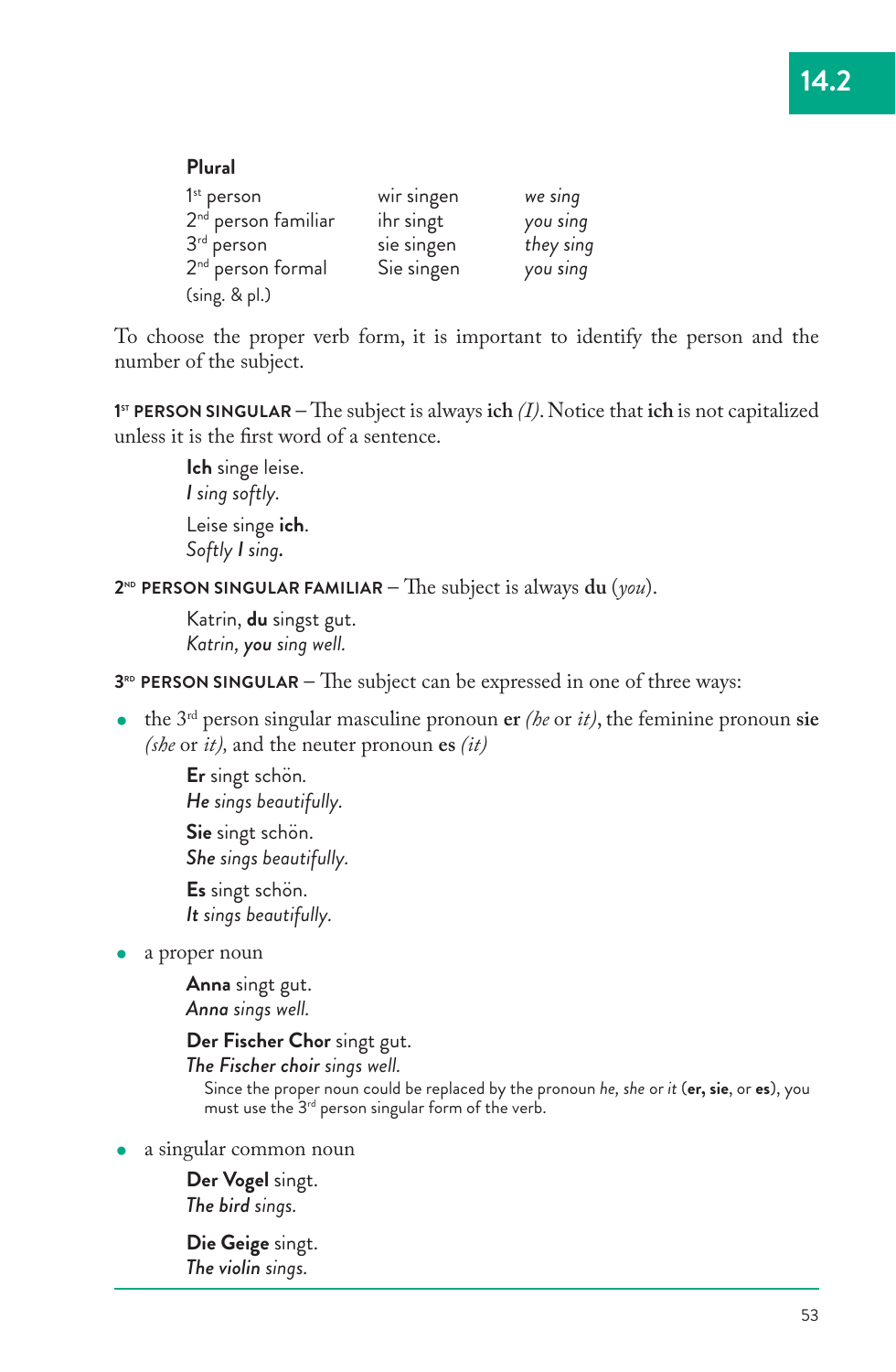**Plural**

| | | |
|---|---|---|
| 1st person | wir singen | *we sing* |
| 2nd person familiar | ihr singt | *you sing* |
| 3rd person | sie singen | *they sing* |
| 2nd person formal (sing. & pl.) | Sie singen | *you sing* |

To choose the proper verb form, it is important to identify the person and the number of the subject.

**1ST PERSON SINGULAR** – The subject is always **ich** *(I)*. Notice that **ich** is not capitalized unless it is the first word of a sentence.

> **Ich** singe leise.
> *I sing softly.*
>
> Leise singe **ich**.
> *Softly I sing.*

**2ND PERSON SINGULAR FAMILIAR** – The subject is always **du** (*you*).

> Katrin, **du** singst gut.
> *Katrin, **you** sing well.*

**3RD PERSON SINGULAR** – The subject can be expressed in one of three ways:

- the 3rd person singular masculine pronoun **er** *(he* or *it)*, the feminine pronoun **sie** *(she* or *it)*, and the neuter pronoun **es** *(it)*

> **Er** singt schön.
> ***He** sings beautifully.*
>
> **Sie** singt schön.
> ***She** sings beautifully.*
>
> **Es** singt schön.
> ***It** sings beautifully.*

- a proper noun

> **Anna** singt gut.
> ***Anna** sings well.*
>
> **Der Fischer Chor** singt gut.
> ***The Fischer choir** sings well.*
>
> Since the proper noun could be replaced by the pronoun *he, she* or *it* (**er, sie**, or **es**), you must use the 3rd person singular form of the verb.

- a singular common noun

> **Der Vogel** singt.
> ***The bird** sings.*
>
> **Die Geige** singt.
> ***The violin** sings.*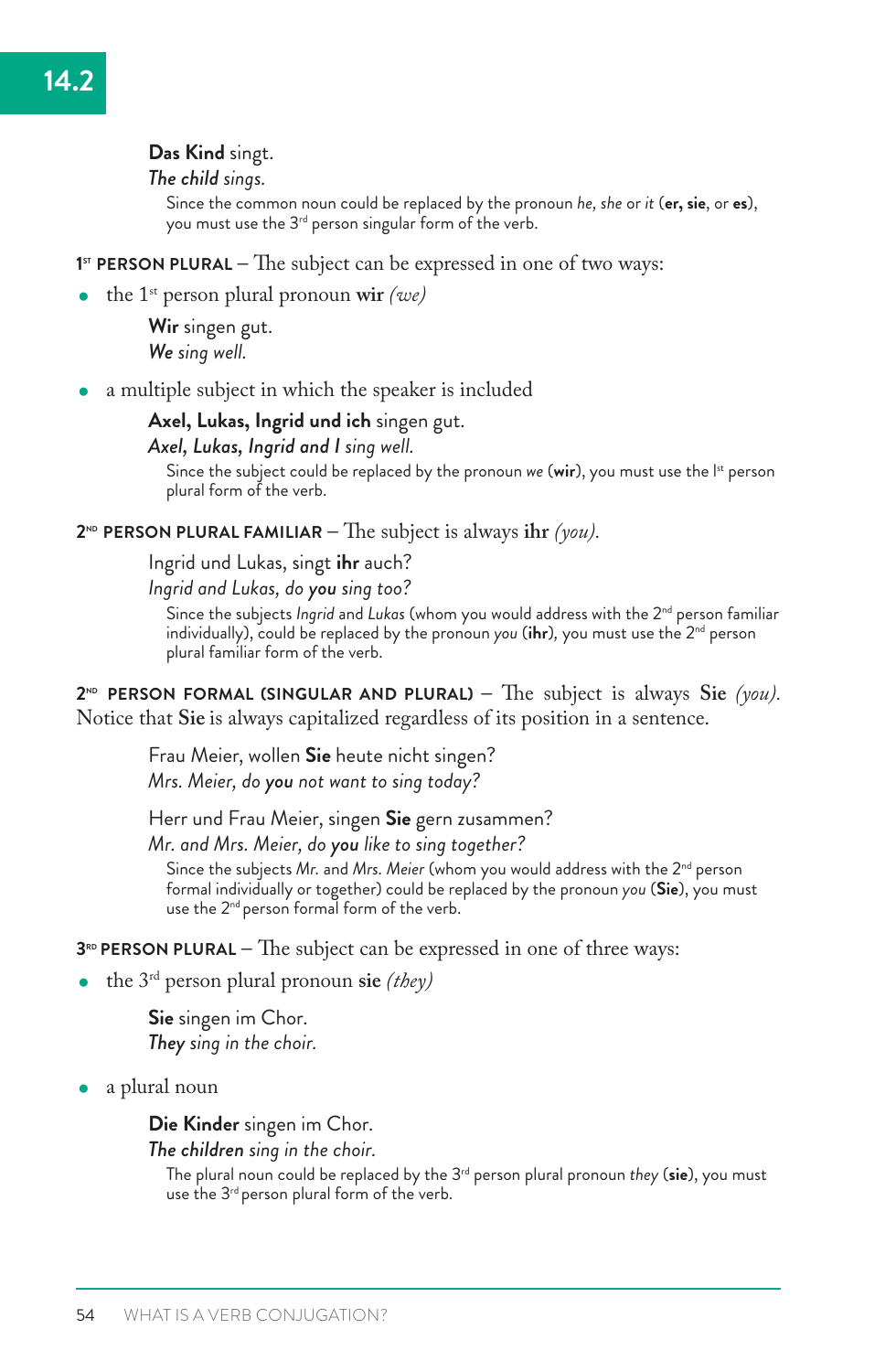**Das Kind** singt.
*The child sings.*
Since the common noun could be replaced by the pronoun *he, she* or *it* (**er, sie**, or **es**), you must use the 3rd person singular form of the verb.

**1ST PERSON PLURAL** – The subject can be expressed in one of two ways:

- the 1st person plural pronoun **wir** *(we)*

  **Wir** singen gut.
  ***We*** *sing well.*

- a multiple subject in which the speaker is included

  **Axel, Lukas, Ingrid und ich** singen gut.
  ***Axel, Lukas, Ingrid and I*** *sing well.*
  Since the subject could be replaced by the pronoun *we* (**wir**), you must use the 1st person plural form of the verb.

**2ND PERSON PLURAL FAMILIAR** – The subject is always **ihr** *(you)*.

Ingrid und Lukas, singt **ihr** auch?
*Ingrid and Lukas, do* ***you*** *sing too?*
Since the subjects *Ingrid* and *Lukas* (whom you would address with the 2nd person familiar individually), could be replaced by the pronoun *you* (**ihr**), you must use the 2nd person plural familiar form of the verb.

**2ND PERSON FORMAL (SINGULAR AND PLURAL)** – The subject is always **Sie** *(you)*. Notice that **Sie** is always capitalized regardless of its position in a sentence.

Frau Meier, wollen **Sie** heute nicht singen?
*Mrs. Meier, do* ***you*** *not want to sing today?*

Herr und Frau Meier, singen **Sie** gern zusammen?
*Mr. and Mrs. Meier, do* ***you*** *like to sing together?*
Since the subjects *Mr.* and *Mrs. Meier* (whom you would address with the 2nd person formal individually or together) could be replaced by the pronoun *you* (**Sie**), you must use the 2nd person formal form of the verb.

**3RD PERSON PLURAL** – The subject can be expressed in one of three ways:

- the 3rd person plural pronoun **sie** *(they)*

  **Sie** singen im Chor.
  ***They*** *sing in the choir.*

- a plural noun

  **Die Kinder** singen im Chor.
  ***The children*** *sing in the choir.*
  The plural noun could be replaced by the 3rd person plural pronoun *they* (**sie**), you must use the 3rd person plural form of the verb.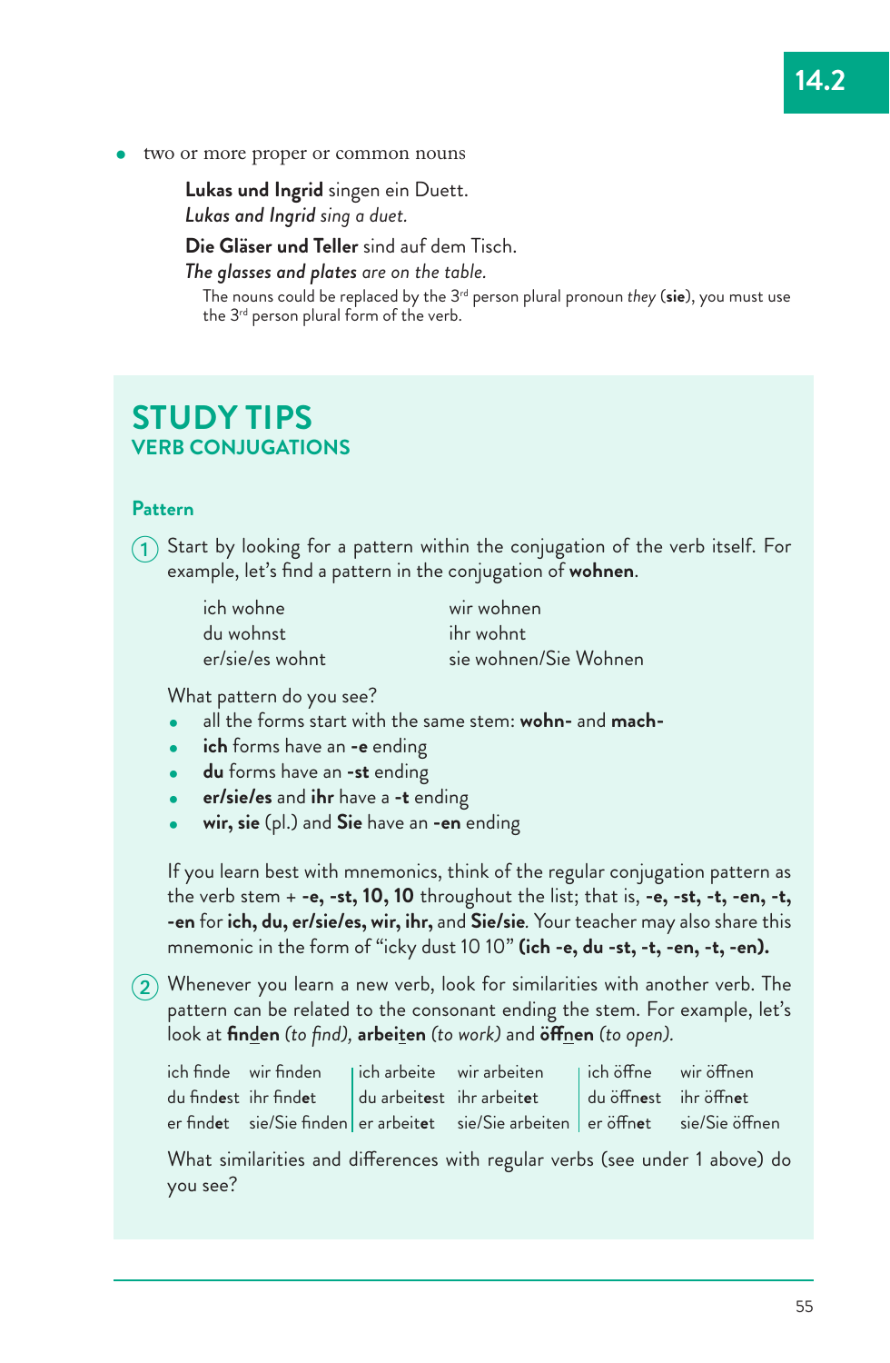- two or more proper or common nouns

  **Lukas und Ingrid** singen ein Duett.
  *Lukas and Ingrid sing a duet.*

  **Die Gläser und Teller** sind auf dem Tisch.
  *The glasses and plates are on the table.*

  The nouns could be replaced by the 3rd person plural pronoun *they* (**sie**), you must use the 3rd person plural form of the verb.

## STUDY TIPS
### VERB CONJUGATIONS

#### Pattern

1. Start by looking for a pattern within the conjugation of the verb itself. For example, let's find a pattern in the conjugation of **wohnen**.

| | |
|---|---|
| ich wohne | wir wohnen |
| du wohnst | ihr wohnt |
| er/sie/es wohnt | sie wohnen/Sie Wohnen |

What pattern do you see?

- all the forms start with the same stem: **wohn-** and **mach-**
- **ich** forms have an **-e** ending
- **du** forms have an **-st** ending
- **er/sie/es** and **ihr** have a **-t** ending
- **wir, sie** (pl.) and **Sie** have an **-en** ending

If you learn best with mnemonics, think of the regular conjugation pattern as the verb stem + **-e, -st, 10, 10** throughout the list; that is, **-e, -st, -t, -en, -t, -en** for **ich, du, er/sie/es, wir, ihr,** and **Sie/sie**. Your teacher may also share this mnemonic in the form of "icky dust 10 10" **(ich -e, du -st, -t, -en, -t, -en).**

2. Whenever you learn a new verb, look for similarities with another verb. The pattern can be related to the consonant ending the stem. For example, let's look at **finden** *(to find)*, **arbeiten** *(to work)* and **öffnen** *(to open)*.

| | | | | | |
|---|---|---|---|---|---|
| ich finde | wir finden | ich arbeite | wir arbeiten | ich öffne | wir öffnen |
| du find**e**st | ihr find**e**t | du arbeit**e**st | ihr arbeit**e**t | du öffn**e**st | ihr öffn**e**t |
| er find**e**t | sie/Sie finden | er arbeit**e**t | sie/Sie arbeiten | er öffn**e**t | sie/Sie öffnen |

What similarities and differences with regular verbs (see under 1 above) do you see?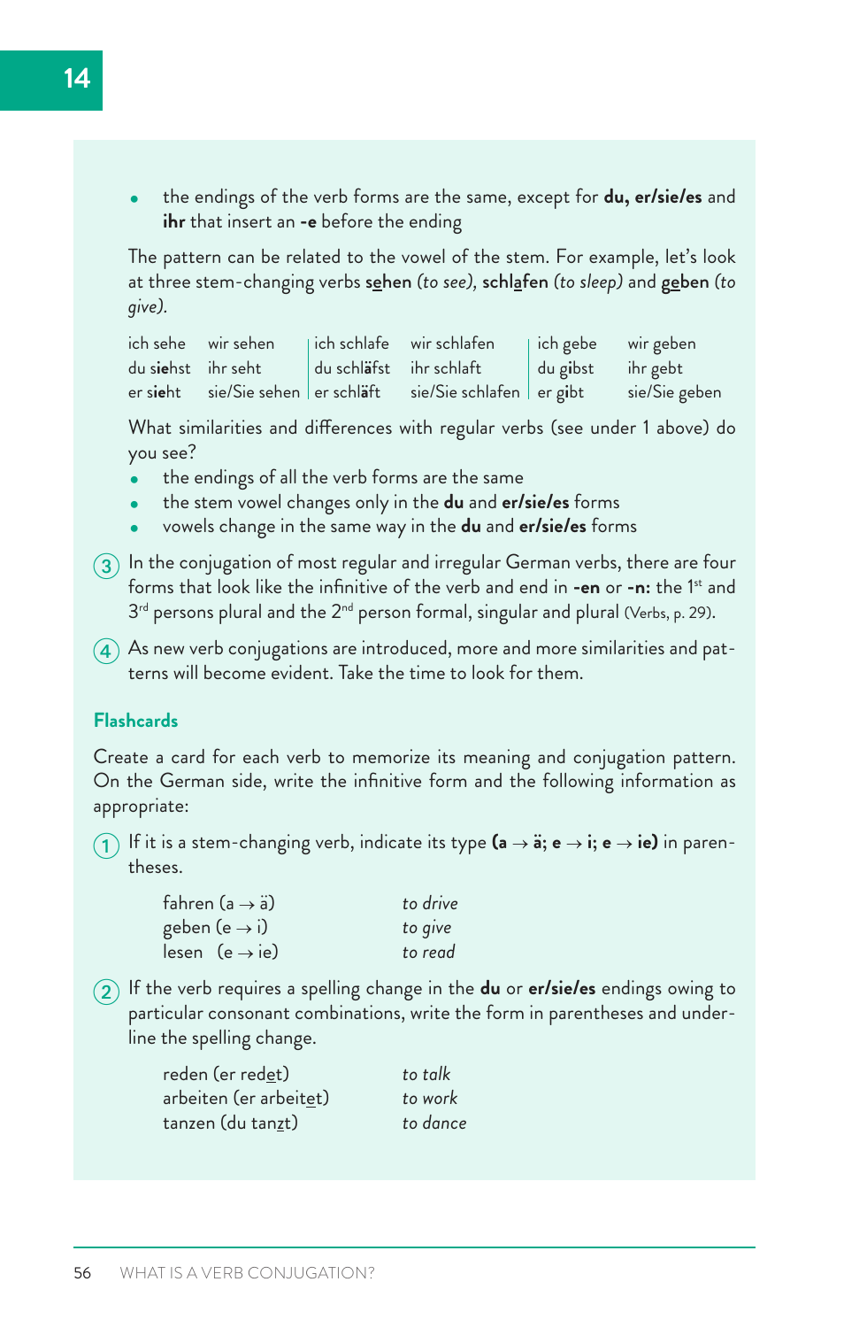- the endings of the verb forms are the same, except for **du, er/sie/es** and **ihr** that insert an **-e** before the ending

The pattern can be related to the vowel of the stem. For example, let's look at three stem-changing verbs **s<u>e</u>hen** *(to see)*, **schl<u>a</u>fen** *(to sleep)* and **g<u>e</u>ben** *(to give)*.

| | | | | | |
|---|---|---|---|---|---|
| ich sehe | wir sehen | ich schlafe | wir schlafen | ich gebe | wir geben |
| du s**ie**hst | ihr seht | du schl**ä**fst | ihr schlaft | du g**i**bst | ihr gebt |
| er s**ie**ht | sie/Sie sehen | er schl**ä**ft | sie/Sie schlafen | er g**i**bt | sie/Sie geben |

What similarities and differences with regular verbs (see under 1 above) do you see?

- the endings of all the verb forms are the same
- the stem vowel changes only in the **du** and **er/sie/es** forms
- vowels change in the same way in the **du** and **er/sie/es** forms

(3) In the conjugation of most regular and irregular German verbs, there are four forms that look like the infinitive of the verb and end in **-en** or **-n:** the 1st and 3rd persons plural and the 2nd person formal, singular and plural (Verbs, p. 29).

(4) As new verb conjugations are introduced, more and more similarities and patterns will become evident. Take the time to look for them.

### Flashcards

Create a card for each verb to memorize its meaning and conjugation pattern. On the German side, write the infinitive form and the following information as appropriate:

(1) If it is a stem-changing verb, indicate its type **(a → ä; e → i; e → ie)** in parentheses.

| | |
|---|---|
| fahren (a → ä) | *to drive* |
| geben (e → i) | *to give* |
| lesen (e → ie) | *to read* |

(2) If the verb requires a spelling change in the **du** or **er/sie/es** endings owing to particular consonant combinations, write the form in parentheses and underline the spelling change.

| | |
|---|---|
| reden (er red<u>e</u>t) | *to talk* |
| arbeiten (er arbeit<u>e</u>t) | *to work* |
| tanzen (du tan<u>z</u>t) | *to dance* |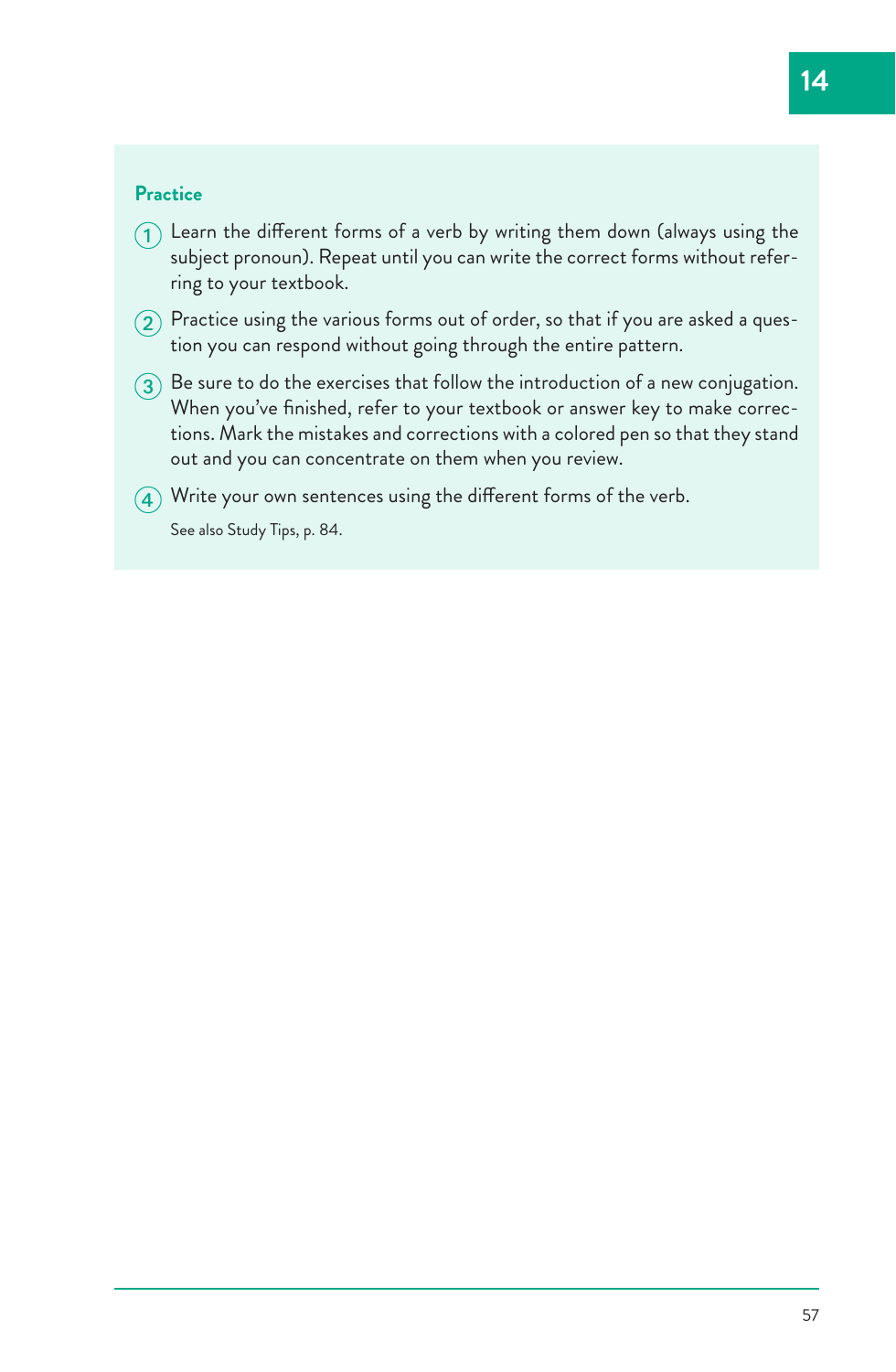### Practice

1. Learn the different forms of a verb by writing them down (always using the subject pronoun). Repeat until you can write the correct forms without referring to your textbook.
2. Practice using the various forms out of order, so that if you are asked a question you can respond without going through the entire pattern.
3. Be sure to do the exercises that follow the introduction of a new conjugation. When you've finished, refer to your textbook or answer key to make corrections. Mark the mistakes and corrections with a colored pen so that they stand out and you can concentrate on them when you review.
4. Write your own sentences using the different forms of the verb.

See also Study Tips, p. 84.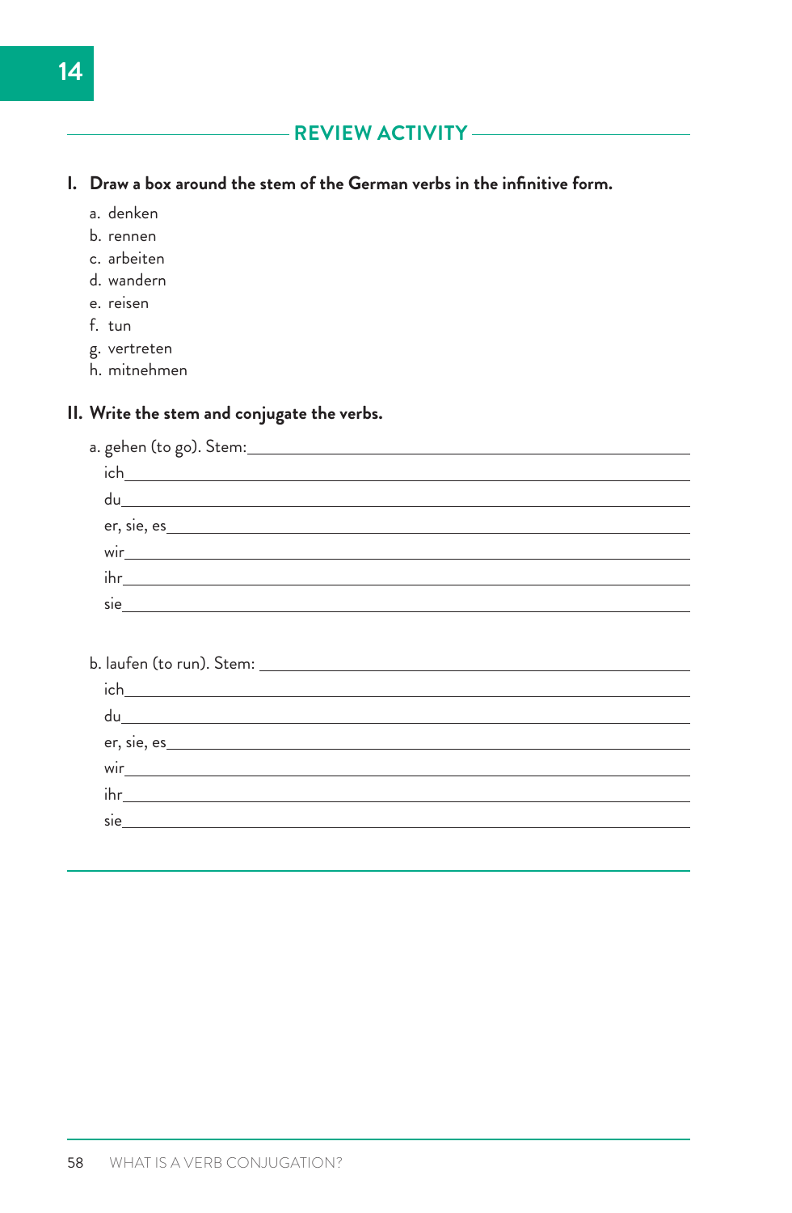14

## REVIEW ACTIVITY

**I. Draw a box around the stem of the German verbs in the infinitive form.**

a. denken
b. rennen
c. arbeiten
d. wandern
e. reisen
f. tun
g. vertreten
h. mitnehmen

**II. Write the stem and conjugate the verbs.**

a. gehen (to go). Stem: ____________________

ich ____________________
du ____________________
er, sie, es ____________________
wir ____________________
ihr ____________________
sie ____________________

b. laufen (to run). Stem: ____________________

ich ____________________
du ____________________
er, sie, es ____________________
wir ____________________
ihr ____________________
sie ____________________